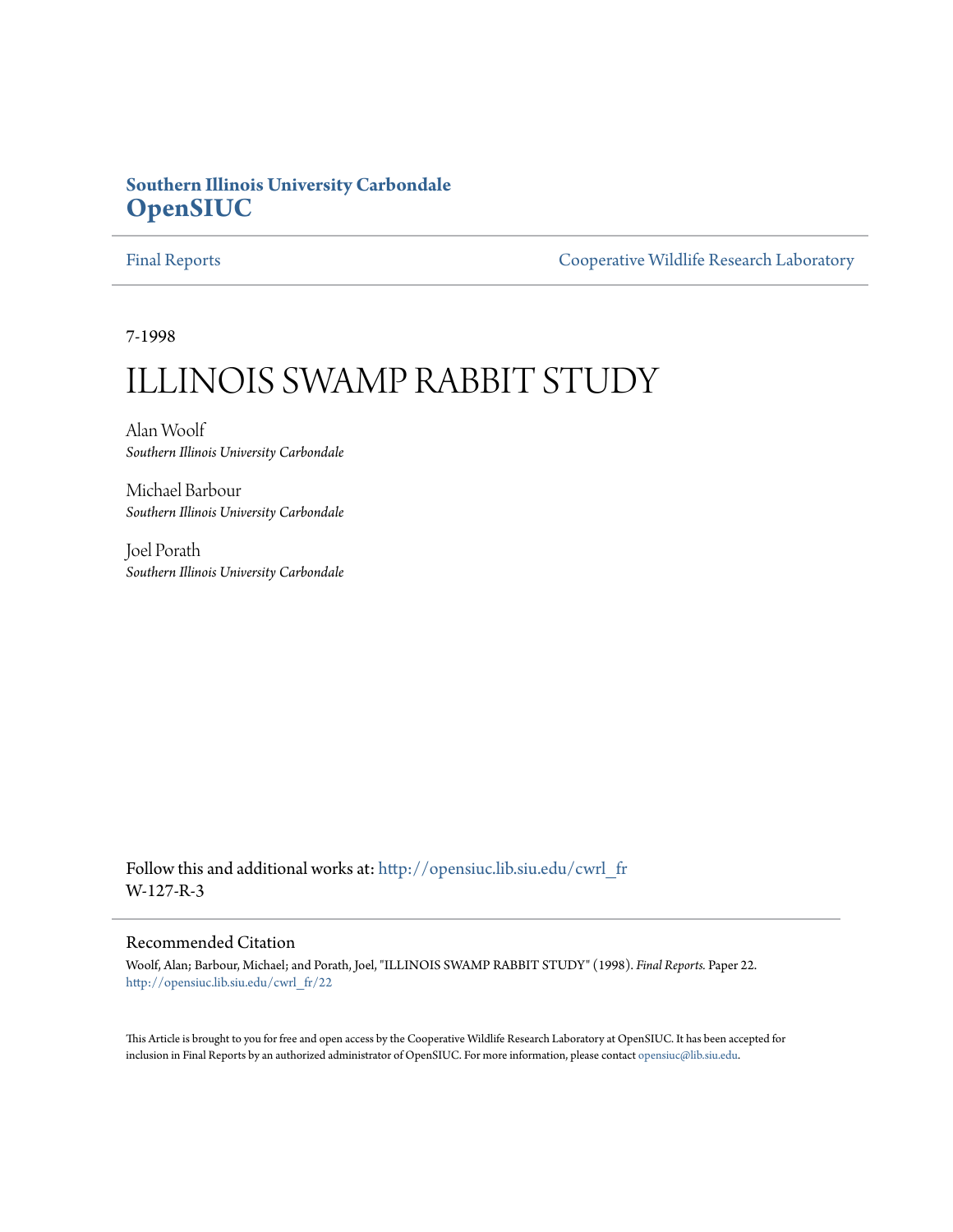**Southern Illinois University Carbondale**
**OpenSIUC**

Final Reports | Cooperative Wildlife Research Laboratory

7-1998

# ILLINOIS SWAMP RABBIT STUDY

Alan Woolf
*Southern Illinois University Carbondale*

Michael Barbour
*Southern Illinois University Carbondale*

Joel Porath
*Southern Illinois University Carbondale*

Follow this and additional works at: http://opensiuc.lib.siu.edu/cwrl_fr
W-127-R-3

## Recommended Citation

Woolf, Alan; Barbour, Michael; and Porath, Joel, "ILLINOIS SWAMP RABBIT STUDY" (1998). *Final Reports.* Paper 22.
http://opensiuc.lib.siu.edu/cwrl_fr/22

This Article is brought to you for free and open access by the Cooperative Wildlife Research Laboratory at OpenSIUC. It has been accepted for inclusion in Final Reports by an authorized administrator of OpenSIUC. For more information, please contact opensiuc@lib.siu.edu.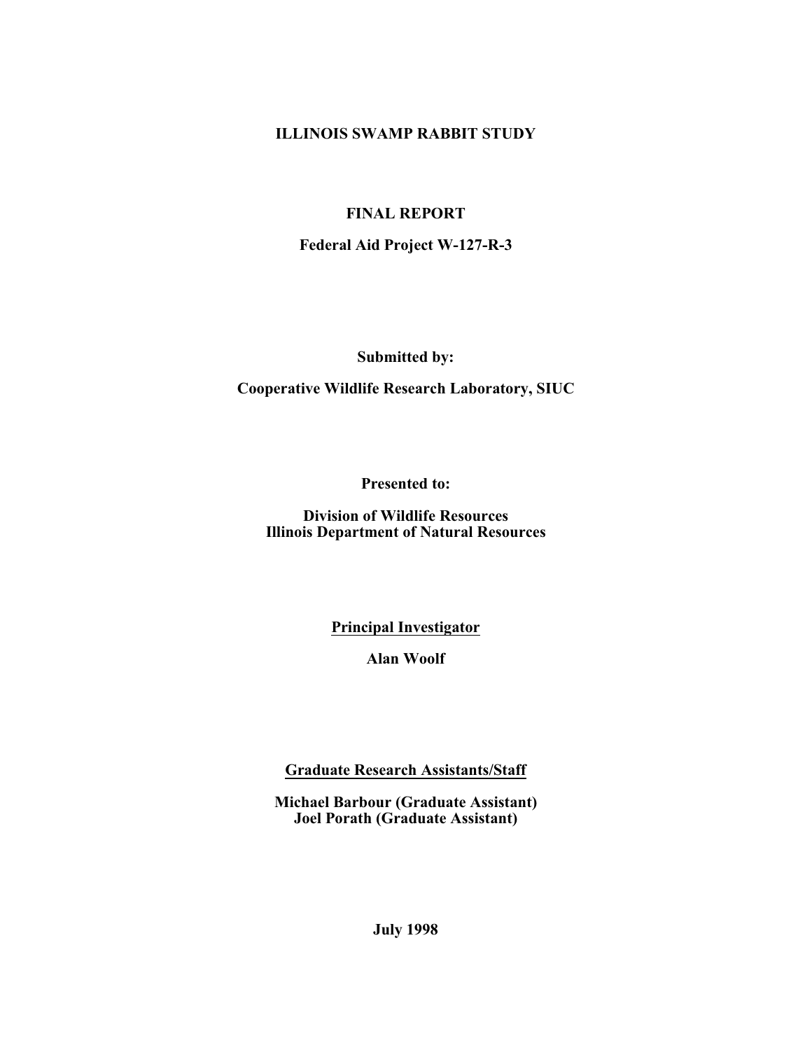# ILLINOIS SWAMP RABBIT STUDY

## FINAL REPORT

**Federal Aid Project W-127-R-3**

**Submitted by:**

**Cooperative Wildlife Research Laboratory, SIUC**

**Presented to:**

**Division of Wildlife Resources**
**Illinois Department of Natural Resources**

**Principal Investigator**

**Alan Woolf**

**Graduate Research Assistants/Staff**

**Michael Barbour (Graduate Assistant)**
**Joel Porath (Graduate Assistant)**

**July 1998**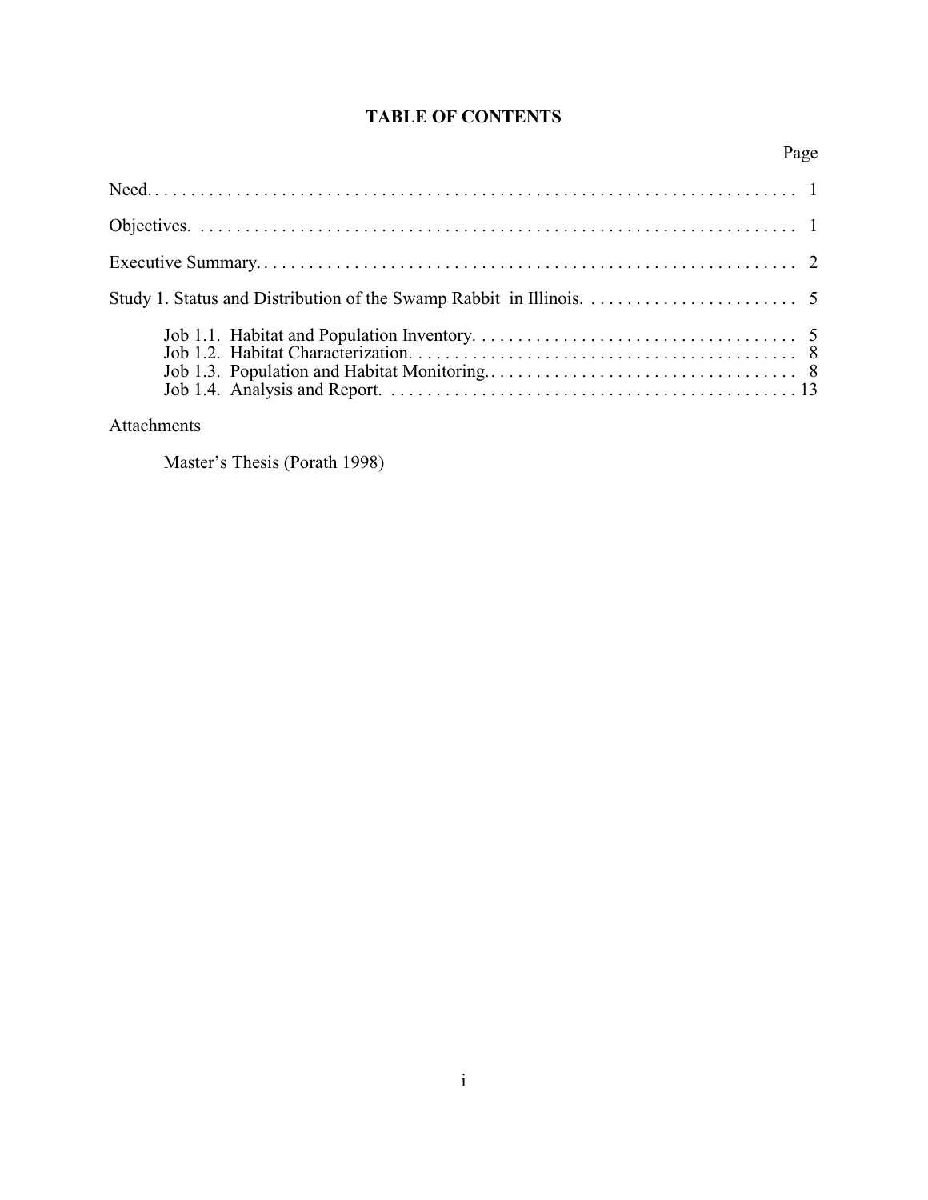# TABLE OF CONTENTS

| | Page |
|---|---|
| Need | 1 |
| Objectives | 1 |
| Executive Summary | 2 |
| Study 1. Status and Distribution of the Swamp Rabbit in Illinois | 5 |
| Job 1.1. Habitat and Population Inventory | 5 |
| Job 1.2. Habitat Characterization | 8 |
| Job 1.3. Population and Habitat Monitoring | 8 |
| Job 1.4. Analysis and Report | 13 |

Attachments

Master's Thesis (Porath 1998)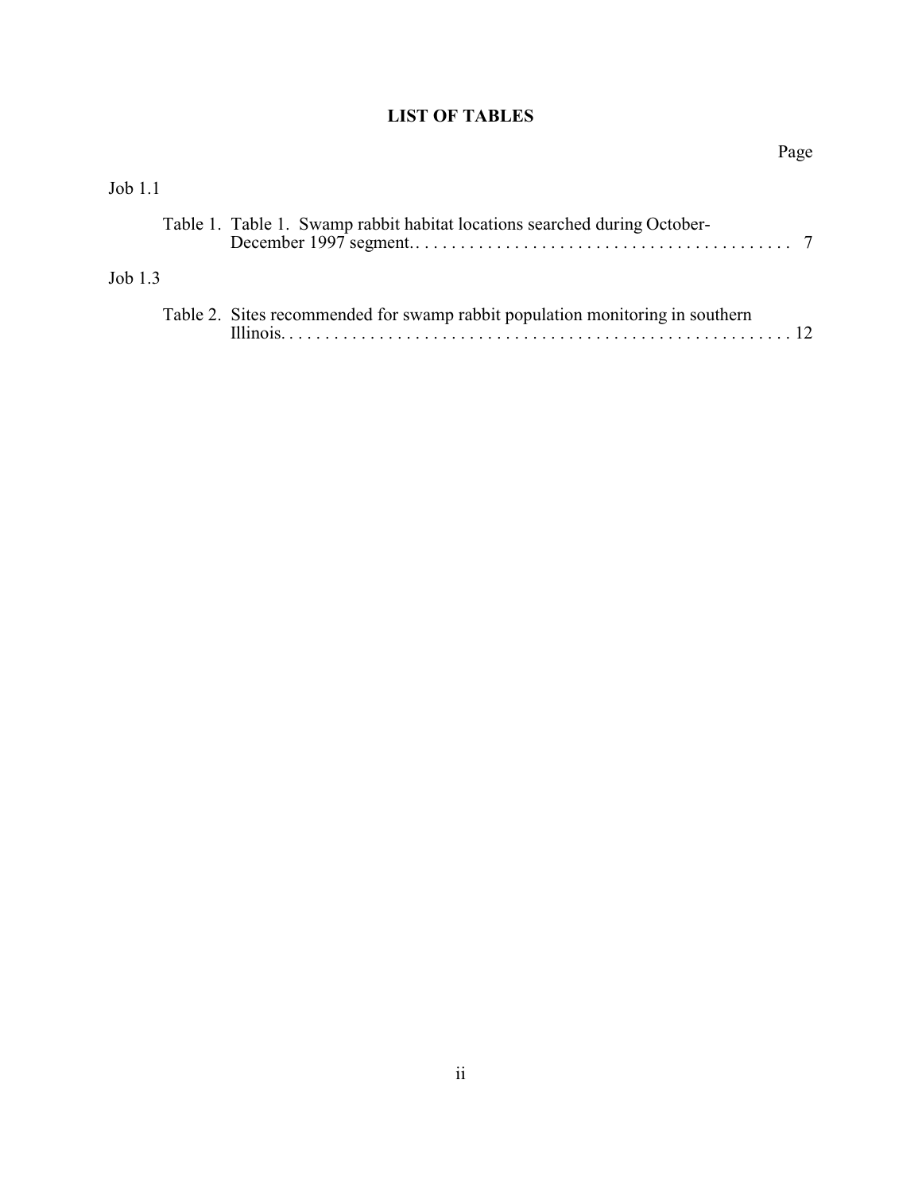# LIST OF TABLES

Page

Job 1.1

Table 1. Table 1. Swamp rabbit habitat locations searched during October-December 1997 segment. . . . . . . . . . . . . . . . . . . . . . . . . . . . . . . . . . . . . . . . . . . 7

Job 1.3

Table 2. Sites recommended for swamp rabbit population monitoring in southern Illinois. . . . . . . . . . . . . . . . . . . . . . . . . . . . . . . . . . . . . . . . . . . . . . . . . . . . . . . . 12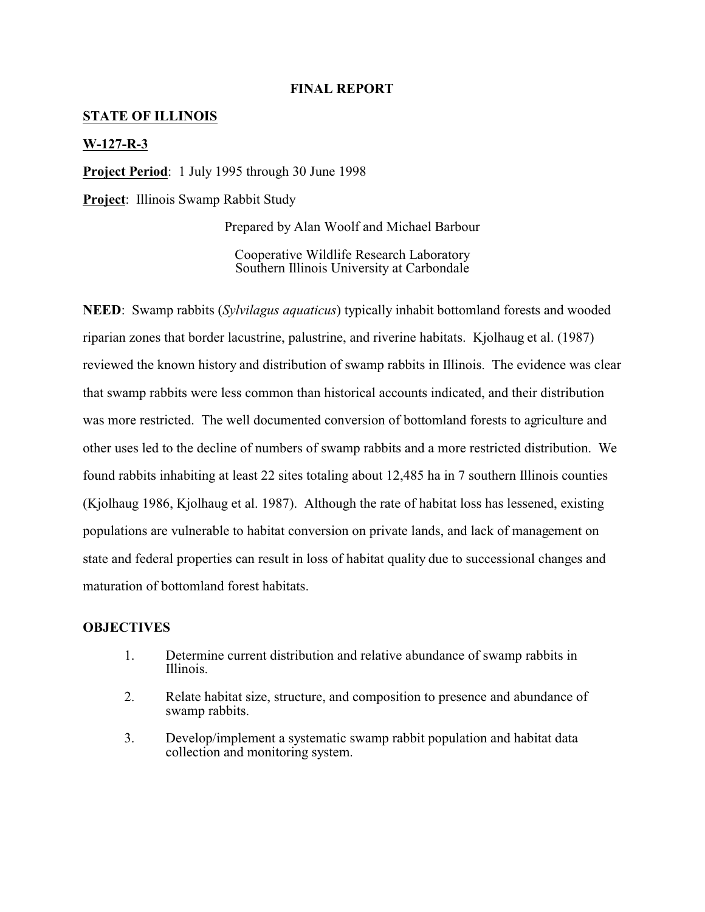**FINAL REPORT**

**STATE OF ILLINOIS**

**W-127-R-3**

**Project Period**: 1 July 1995 through 30 June 1998

**Project**: Illinois Swamp Rabbit Study

Prepared by Alan Woolf and Michael Barbour

Cooperative Wildlife Research Laboratory
Southern Illinois University at Carbondale

**NEED**: Swamp rabbits (*Sylvilagus aquaticus*) typically inhabit bottomland forests and wooded riparian zones that border lacustrine, palustrine, and riverine habitats. Kjolhaug et al. (1987) reviewed the known history and distribution of swamp rabbits in Illinois. The evidence was clear that swamp rabbits were less common than historical accounts indicated, and their distribution was more restricted. The well documented conversion of bottomland forests to agriculture and other uses led to the decline of numbers of swamp rabbits and a more restricted distribution. We found rabbits inhabiting at least 22 sites totaling about 12,485 ha in 7 southern Illinois counties (Kjolhaug 1986, Kjolhaug et al. 1987). Although the rate of habitat loss has lessened, existing populations are vulnerable to habitat conversion on private lands, and lack of management on state and federal properties can result in loss of habitat quality due to successional changes and maturation of bottomland forest habitats.

**OBJECTIVES**

1. Determine current distribution and relative abundance of swamp rabbits in Illinois.
2. Relate habitat size, structure, and composition to presence and abundance of swamp rabbits.
3. Develop/implement a systematic swamp rabbit population and habitat data collection and monitoring system.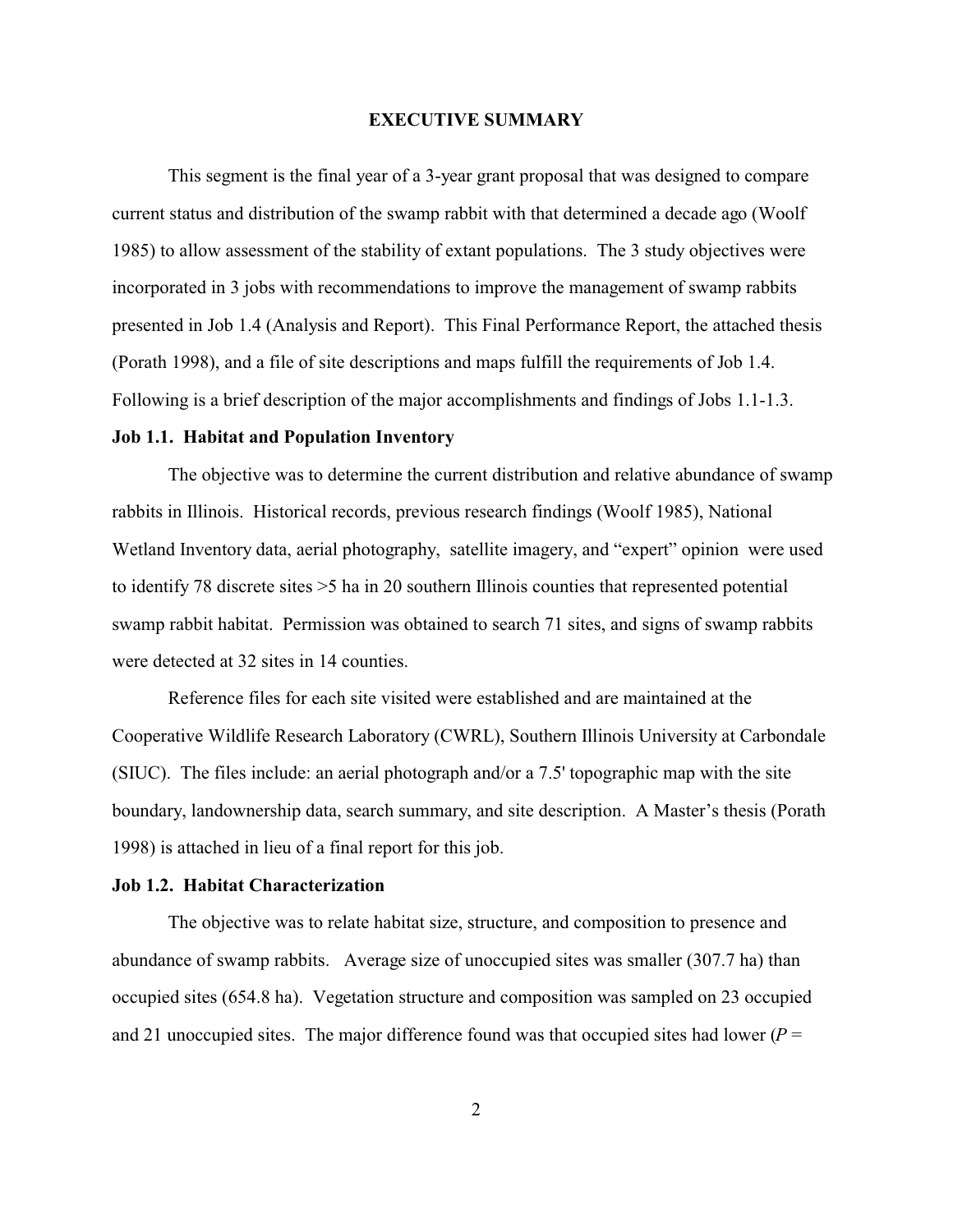## EXECUTIVE SUMMARY

This segment is the final year of a 3-year grant proposal that was designed to compare current status and distribution of the swamp rabbit with that determined a decade ago (Woolf 1985) to allow assessment of the stability of extant populations. The 3 study objectives were incorporated in 3 jobs with recommendations to improve the management of swamp rabbits presented in Job 1.4 (Analysis and Report). This Final Performance Report, the attached thesis (Porath 1998), and a file of site descriptions and maps fulfill the requirements of Job 1.4. Following is a brief description of the major accomplishments and findings of Jobs 1.1-1.3.

### Job 1.1. Habitat and Population Inventory

The objective was to determine the current distribution and relative abundance of swamp rabbits in Illinois. Historical records, previous research findings (Woolf 1985), National Wetland Inventory data, aerial photography, satellite imagery, and "expert" opinion were used to identify 78 discrete sites >5 ha in 20 southern Illinois counties that represented potential swamp rabbit habitat. Permission was obtained to search 71 sites, and signs of swamp rabbits were detected at 32 sites in 14 counties.

Reference files for each site visited were established and are maintained at the Cooperative Wildlife Research Laboratory (CWRL), Southern Illinois University at Carbondale (SIUC). The files include: an aerial photograph and/or a 7.5' topographic map with the site boundary, landownership data, search summary, and site description. A Master's thesis (Porath 1998) is attached in lieu of a final report for this job.

### Job 1.2. Habitat Characterization

The objective was to relate habitat size, structure, and composition to presence and abundance of swamp rabbits. Average size of unoccupied sites was smaller (307.7 ha) than occupied sites (654.8 ha). Vegetation structure and composition was sampled on 23 occupied and 21 unoccupied sites. The major difference found was that occupied sites had lower ($P =$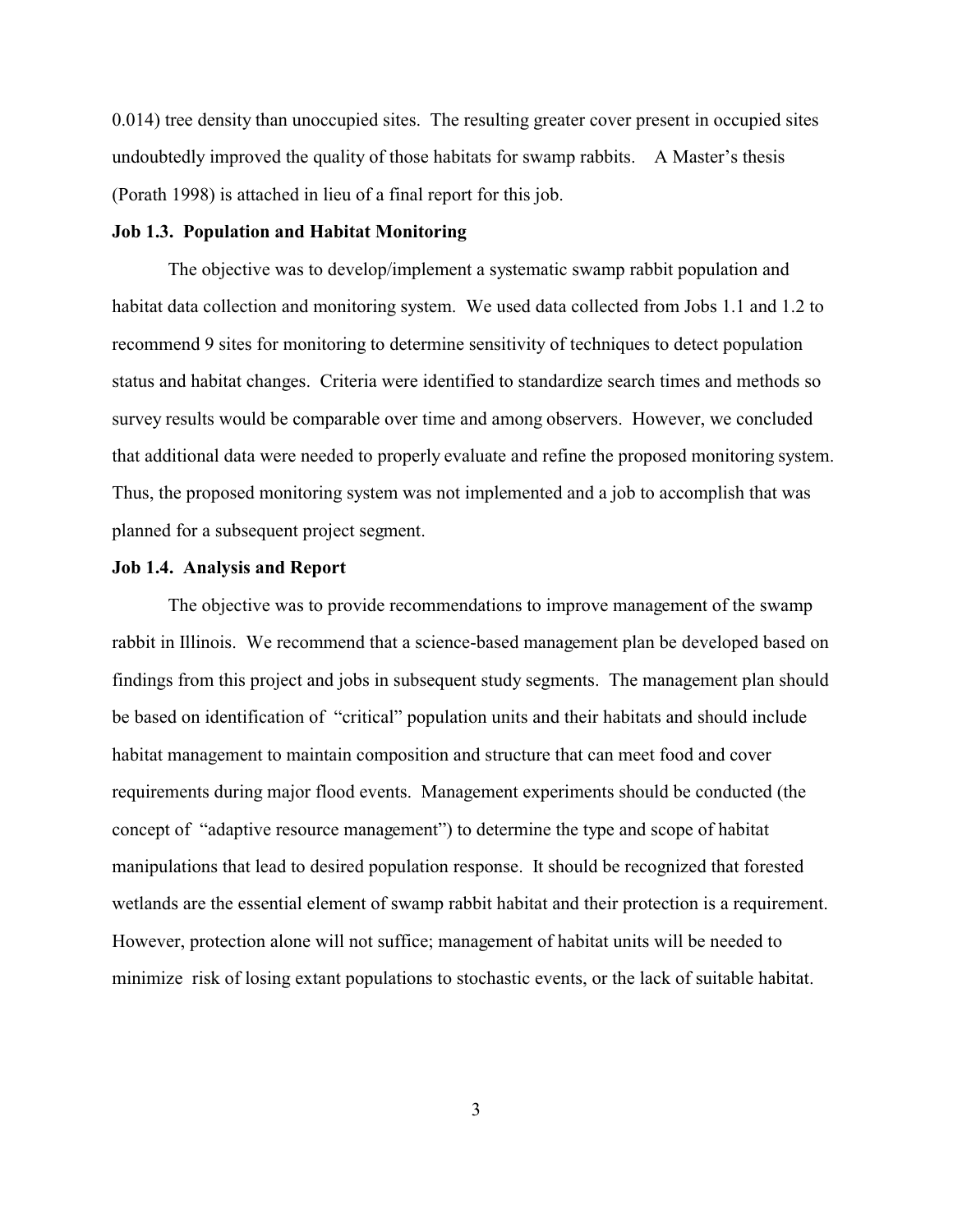0.014) tree density than unoccupied sites. The resulting greater cover present in occupied sites undoubtedly improved the quality of those habitats for swamp rabbits. A Master's thesis (Porath 1998) is attached in lieu of a final report for this job.

**Job 1.3. Population and Habitat Monitoring**

The objective was to develop/implement a systematic swamp rabbit population and habitat data collection and monitoring system. We used data collected from Jobs 1.1 and 1.2 to recommend 9 sites for monitoring to determine sensitivity of techniques to detect population status and habitat changes. Criteria were identified to standardize search times and methods so survey results would be comparable over time and among observers. However, we concluded that additional data were needed to properly evaluate and refine the proposed monitoring system. Thus, the proposed monitoring system was not implemented and a job to accomplish that was planned for a subsequent project segment.

**Job 1.4. Analysis and Report**

The objective was to provide recommendations to improve management of the swamp rabbit in Illinois. We recommend that a science-based management plan be developed based on findings from this project and jobs in subsequent study segments. The management plan should be based on identification of "critical" population units and their habitats and should include habitat management to maintain composition and structure that can meet food and cover requirements during major flood events. Management experiments should be conducted (the concept of "adaptive resource management") to determine the type and scope of habitat manipulations that lead to desired population response. It should be recognized that forested wetlands are the essential element of swamp rabbit habitat and their protection is a requirement. However, protection alone will not suffice; management of habitat units will be needed to minimize risk of losing extant populations to stochastic events, or the lack of suitable habitat.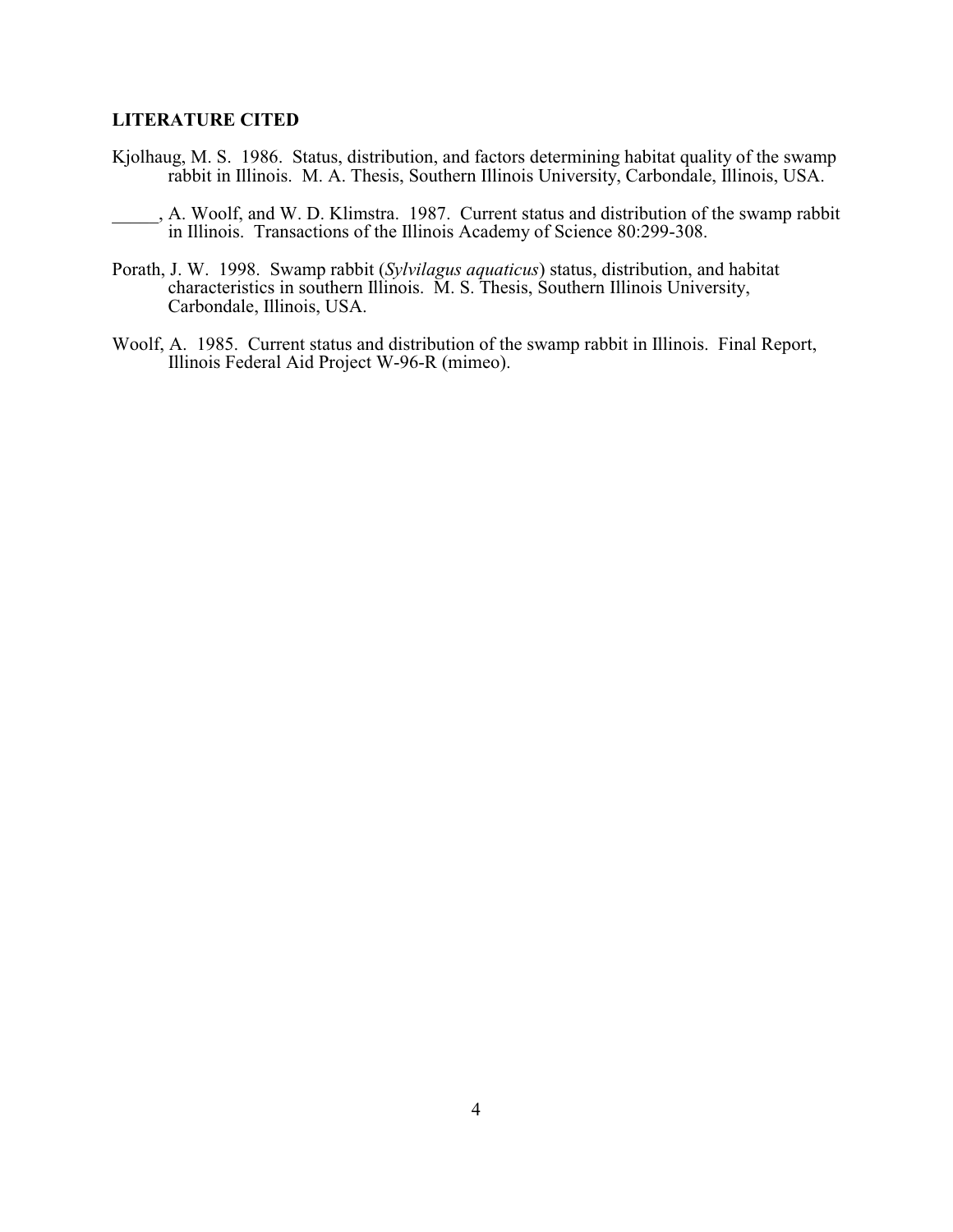## LITERATURE CITED

Kjolhaug, M. S. 1986. Status, distribution, and factors determining habitat quality of the swamp rabbit in Illinois. M. A. Thesis, Southern Illinois University, Carbondale, Illinois, USA.

_____, A. Woolf, and W. D. Klimstra. 1987. Current status and distribution of the swamp rabbit in Illinois. Transactions of the Illinois Academy of Science 80:299-308.

Porath, J. W. 1998. Swamp rabbit (*Sylvilagus aquaticus*) status, distribution, and habitat characteristics in southern Illinois. M. S. Thesis, Southern Illinois University, Carbondale, Illinois, USA.

Woolf, A. 1985. Current status and distribution of the swamp rabbit in Illinois. Final Report, Illinois Federal Aid Project W-96-R (mimeo).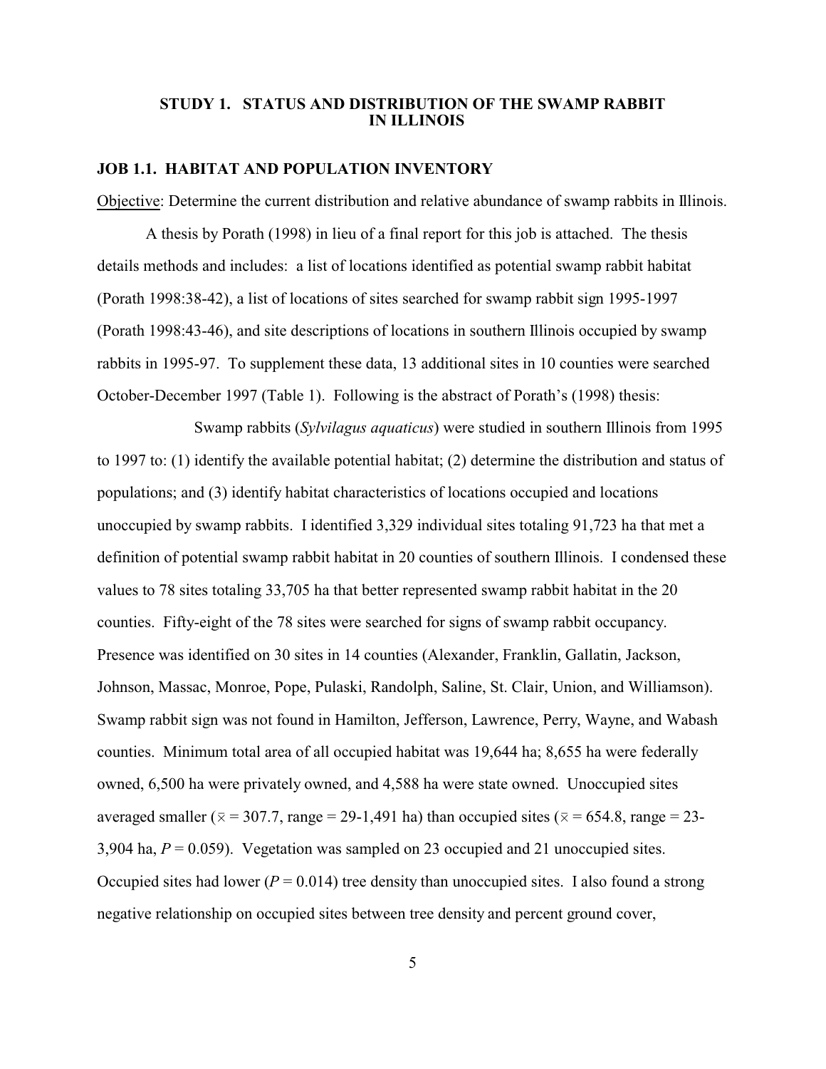## STUDY 1. STATUS AND DISTRIBUTION OF THE SWAMP RABBIT IN ILLINOIS

### JOB 1.1. HABITAT AND POPULATION INVENTORY

Objective: Determine the current distribution and relative abundance of swamp rabbits in Illinois.

A thesis by Porath (1998) in lieu of a final report for this job is attached. The thesis details methods and includes: a list of locations identified as potential swamp rabbit habitat (Porath 1998:38-42), a list of locations of sites searched for swamp rabbit sign 1995-1997 (Porath 1998:43-46), and site descriptions of locations in southern Illinois occupied by swamp rabbits in 1995-97. To supplement these data, 13 additional sites in 10 counties were searched October-December 1997 (Table 1). Following is the abstract of Porath's (1998) thesis:

Swamp rabbits (*Sylvilagus aquaticus*) were studied in southern Illinois from 1995 to 1997 to: (1) identify the available potential habitat; (2) determine the distribution and status of populations; and (3) identify habitat characteristics of locations occupied and locations unoccupied by swamp rabbits. I identified 3,329 individual sites totaling 91,723 ha that met a definition of potential swamp rabbit habitat in 20 counties of southern Illinois. I condensed these values to 78 sites totaling 33,705 ha that better represented swamp rabbit habitat in the 20 counties. Fifty-eight of the 78 sites were searched for signs of swamp rabbit occupancy. Presence was identified on 30 sites in 14 counties (Alexander, Franklin, Gallatin, Jackson, Johnson, Massac, Monroe, Pope, Pulaski, Randolph, Saline, St. Clair, Union, and Williamson). Swamp rabbit sign was not found in Hamilton, Jefferson, Lawrence, Perry, Wayne, and Wabash counties. Minimum total area of all occupied habitat was 19,644 ha; 8,655 ha were federally owned, 6,500 ha were privately owned, and 4,588 ha were state owned. Unoccupied sites averaged smaller ($\bar{x}$ = 307.7, range = 29-1,491 ha) than occupied sites ($\bar{x}$ = 654.8, range = 23-3,904 ha, $P = 0.059$). Vegetation was sampled on 23 occupied and 21 unoccupied sites. Occupied sites had lower ($P = 0.014$) tree density than unoccupied sites. I also found a strong negative relationship on occupied sites between tree density and percent ground cover,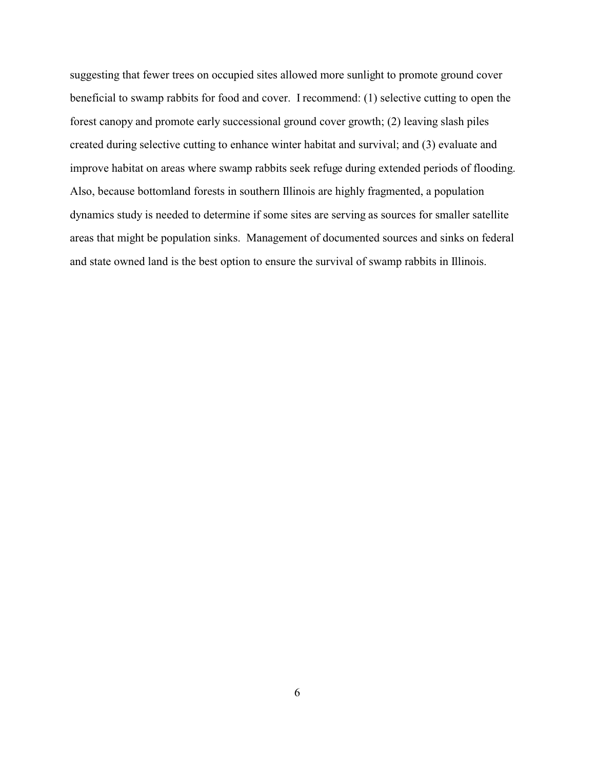suggesting that fewer trees on occupied sites allowed more sunlight to promote ground cover beneficial to swamp rabbits for food and cover. I recommend: (1) selective cutting to open the forest canopy and promote early successional ground cover growth; (2) leaving slash piles created during selective cutting to enhance winter habitat and survival; and (3) evaluate and improve habitat on areas where swamp rabbits seek refuge during extended periods of flooding. Also, because bottomland forests in southern Illinois are highly fragmented, a population dynamics study is needed to determine if some sites are serving as sources for smaller satellite areas that might be population sinks. Management of documented sources and sinks on federal and state owned land is the best option to ensure the survival of swamp rabbits in Illinois.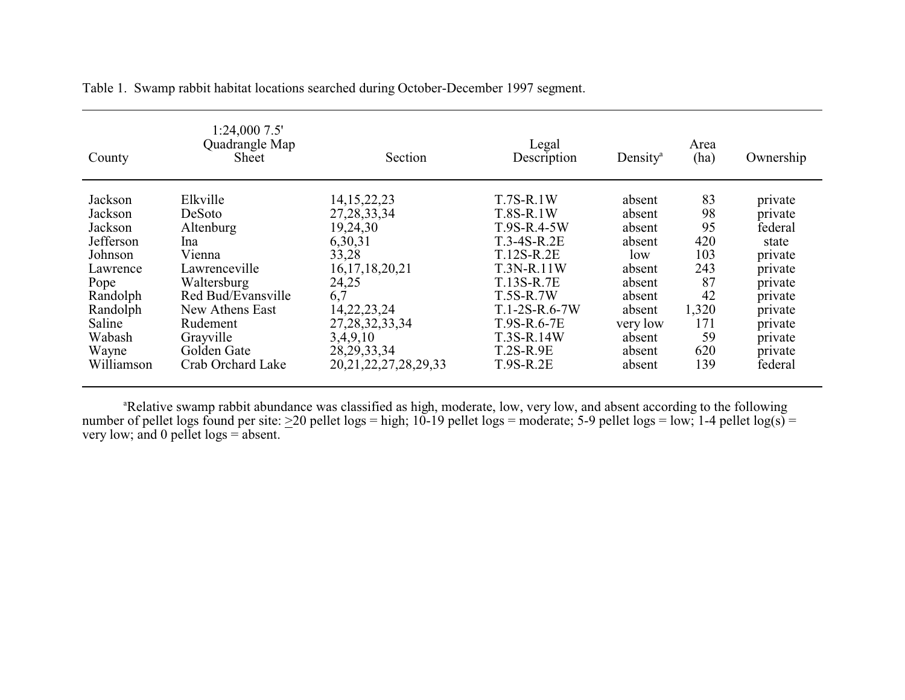Table 1. Swamp rabbit habitat locations searched during October-December 1997 segment.

| County | 1:24,000 7.5' Quadrangle Map Sheet | Section | Legal Description | Density[a] | Area (ha) | Ownership |
|---|---|---|---|---|---|---|
| Jackson | Elkville | 14,15,22,23 | T.7S-R.1W | absent | 83 | private |
| Jackson | DeSoto | 27,28,33,34 | T.8S-R.1W | absent | 98 | private |
| Jackson | Altenburg | 19,24,30 | T.9S-R.4-5W | absent | 95 | federal |
| Jefferson | Ina | 6,30,31 | T.3-4S-R.2E | absent | 420 | state |
| Johnson | Vienna | 33,28 | T.12S-R.2E | low | 103 | private |
| Lawrence | Lawrenceville | 16,17,18,20,21 | T.3N-R.11W | absent | 243 | private |
| Pope | Waltersburg | 24,25 | T.13S-R.7E | absent | 87 | private |
| Randolph | Red Bud/Evansville | 6,7 | T.5S-R.7W | absent | 42 | private |
| Randolph | New Athens East | 14,22,23,24 | T.1-2S-R.6-7W | absent | 1,320 | private |
| Saline | Rudement | 27,28,32,33,34 | T.9S-R.6-7E | very low | 171 | private |
| Wabash | Grayville | 3,4,9,10 | T.3S-R.14W | absent | 59 | private |
| Wayne | Golden Gate | 28,29,33,34 | T.2S-R.9E | absent | 620 | private |
| Williamson | Crab Orchard Lake | 20,21,22,27,28,29,33 | T.9S-R.2E | absent | 139 | federal |

[a]Relative swamp rabbit abundance was classified as high, moderate, low, very low, and absent according to the following number of pellet logs found per site: ≥20 pellet logs = high; 10-19 pellet logs = moderate; 5-9 pellet logs = low; 1-4 pellet log(s) = very low; and 0 pellet logs = absent.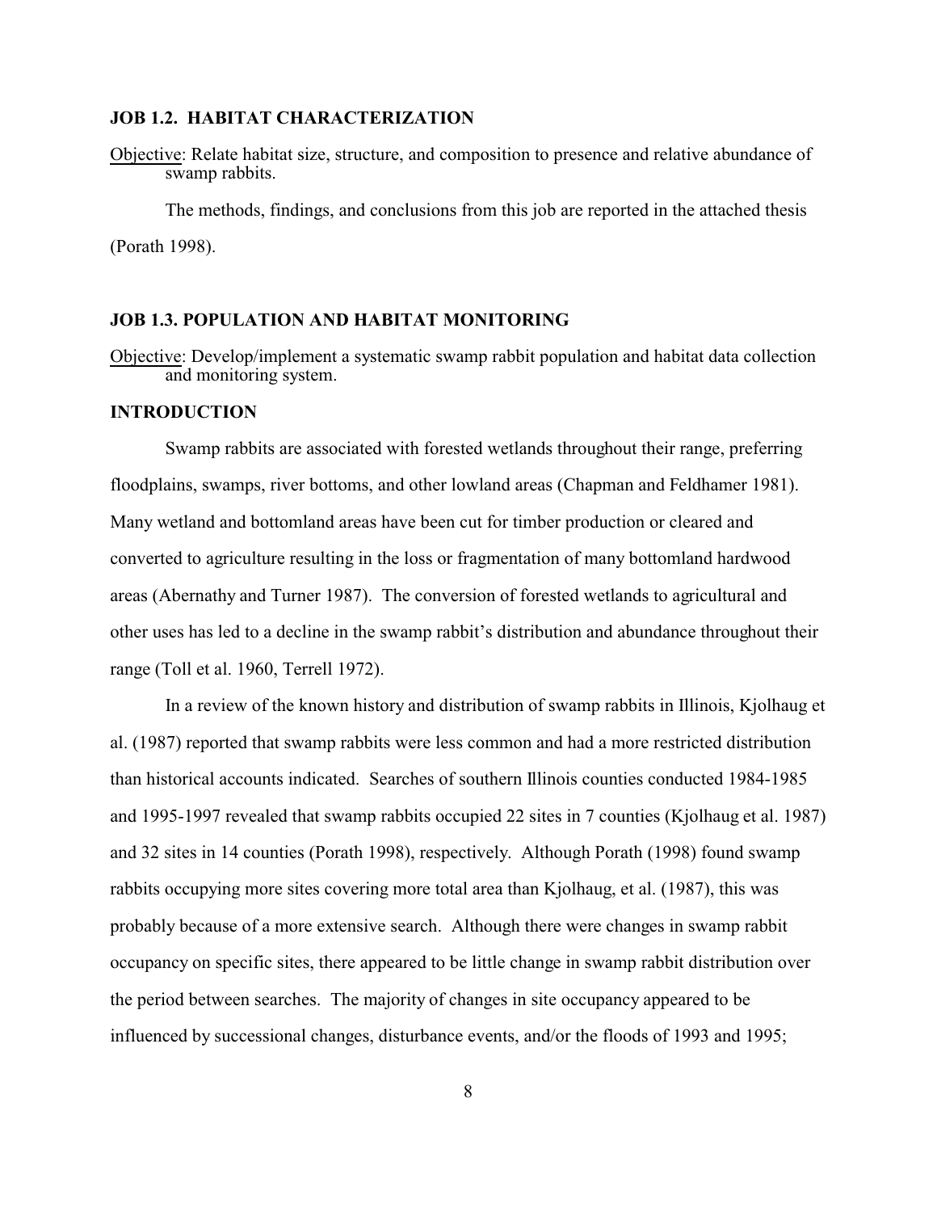## JOB 1.2. HABITAT CHARACTERIZATION

<u>Objective</u>: Relate habitat size, structure, and composition to presence and relative abundance of swamp rabbits.

The methods, findings, and conclusions from this job are reported in the attached thesis (Porath 1998).

## JOB 1.3. POPULATION AND HABITAT MONITORING

<u>Objective</u>: Develop/implement a systematic swamp rabbit population and habitat data collection and monitoring system.

### INTRODUCTION

Swamp rabbits are associated with forested wetlands throughout their range, preferring floodplains, swamps, river bottoms, and other lowland areas (Chapman and Feldhamer 1981). Many wetland and bottomland areas have been cut for timber production or cleared and converted to agriculture resulting in the loss or fragmentation of many bottomland hardwood areas (Abernathy and Turner 1987). The conversion of forested wetlands to agricultural and other uses has led to a decline in the swamp rabbit's distribution and abundance throughout their range (Toll et al. 1960, Terrell 1972).

In a review of the known history and distribution of swamp rabbits in Illinois, Kjolhaug et al. (1987) reported that swamp rabbits were less common and had a more restricted distribution than historical accounts indicated. Searches of southern Illinois counties conducted 1984-1985 and 1995-1997 revealed that swamp rabbits occupied 22 sites in 7 counties (Kjolhaug et al. 1987) and 32 sites in 14 counties (Porath 1998), respectively. Although Porath (1998) found swamp rabbits occupying more sites covering more total area than Kjolhaug, et al. (1987), this was probably because of a more extensive search. Although there were changes in swamp rabbit occupancy on specific sites, there appeared to be little change in swamp rabbit distribution over the period between searches. The majority of changes in site occupancy appeared to be influenced by successional changes, disturbance events, and/or the floods of 1993 and 1995;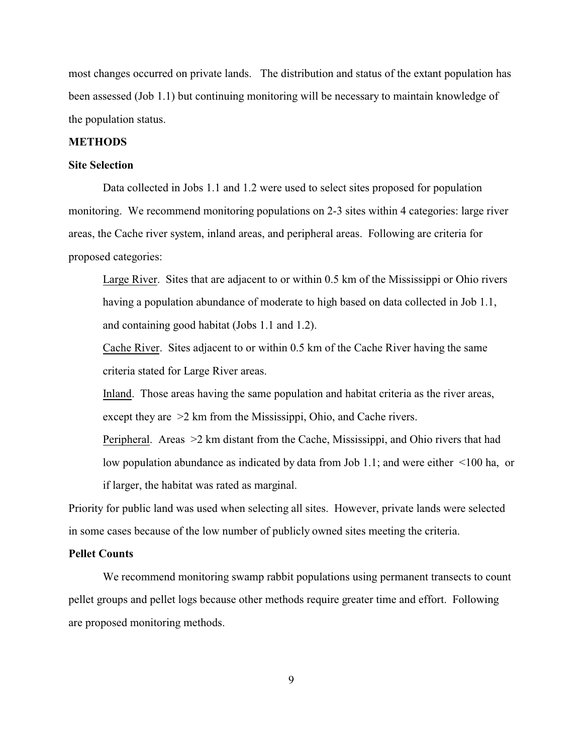most changes occurred on private lands. The distribution and status of the extant population has been assessed (Job 1.1) but continuing monitoring will be necessary to maintain knowledge of the population status.

## METHODS

### Site Selection

Data collected in Jobs 1.1 and 1.2 were used to select sites proposed for population monitoring. We recommend monitoring populations on 2-3 sites within 4 categories: large river areas, the Cache river system, inland areas, and peripheral areas. Following are criteria for proposed categories:

Large River. Sites that are adjacent to or within 0.5 km of the Mississippi or Ohio rivers having a population abundance of moderate to high based on data collected in Job 1.1, and containing good habitat (Jobs 1.1 and 1.2).

Cache River. Sites adjacent to or within 0.5 km of the Cache River having the same criteria stated for Large River areas.

Inland. Those areas having the same population and habitat criteria as the river areas, except they are >2 km from the Mississippi, Ohio, and Cache rivers.

Peripheral. Areas >2 km distant from the Cache, Mississippi, and Ohio rivers that had low population abundance as indicated by data from Job 1.1; and were either <100 ha, or if larger, the habitat was rated as marginal.

Priority for public land was used when selecting all sites. However, private lands were selected in some cases because of the low number of publicly owned sites meeting the criteria.

### Pellet Counts

We recommend monitoring swamp rabbit populations using permanent transects to count pellet groups and pellet logs because other methods require greater time and effort. Following are proposed monitoring methods.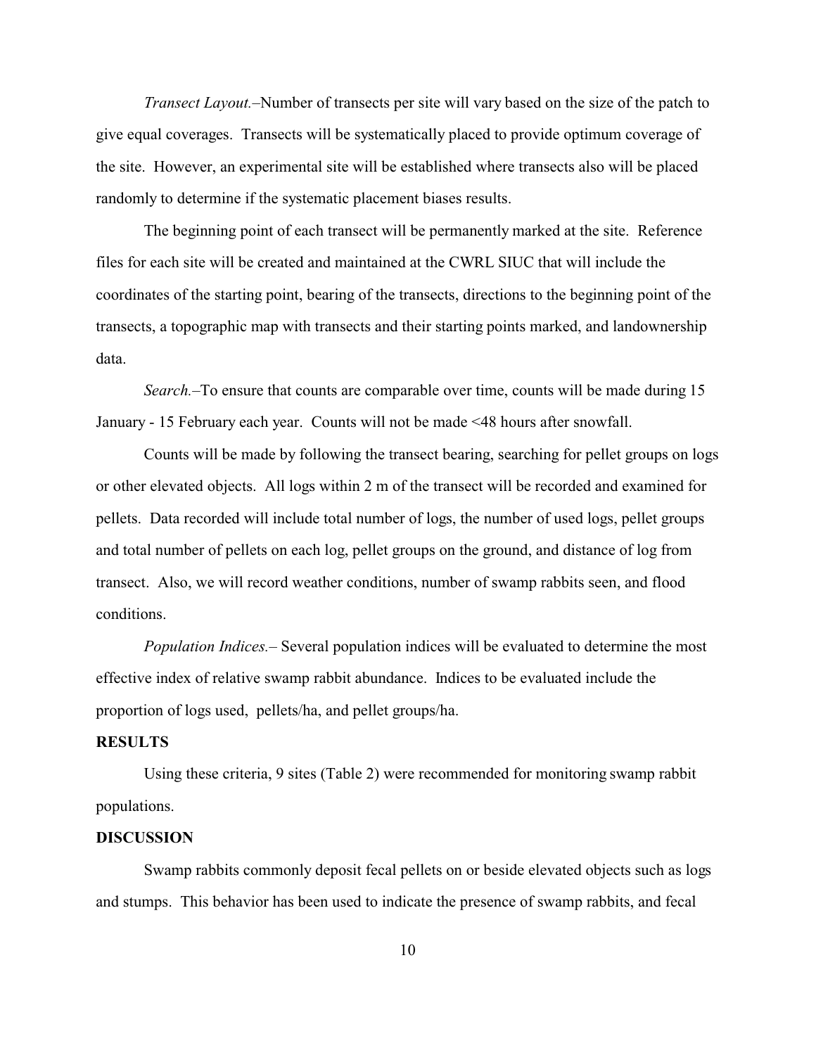*Transect Layout.*–Number of transects per site will vary based on the size of the patch to give equal coverages. Transects will be systematically placed to provide optimum coverage of the site. However, an experimental site will be established where transects also will be placed randomly to determine if the systematic placement biases results.

The beginning point of each transect will be permanently marked at the site. Reference files for each site will be created and maintained at the CWRL SIUC that will include the coordinates of the starting point, bearing of the transects, directions to the beginning point of the transects, a topographic map with transects and their starting points marked, and landownership data.

*Search.*–To ensure that counts are comparable over time, counts will be made during 15 January - 15 February each year. Counts will not be made <48 hours after snowfall.

Counts will be made by following the transect bearing, searching for pellet groups on logs or other elevated objects. All logs within 2 m of the transect will be recorded and examined for pellets. Data recorded will include total number of logs, the number of used logs, pellet groups and total number of pellets on each log, pellet groups on the ground, and distance of log from transect. Also, we will record weather conditions, number of swamp rabbits seen, and flood conditions.

*Population Indices.*– Several population indices will be evaluated to determine the most effective index of relative swamp rabbit abundance. Indices to be evaluated include the proportion of logs used, pellets/ha, and pellet groups/ha.

## RESULTS

Using these criteria, 9 sites (Table 2) were recommended for monitoring swamp rabbit populations.

## DISCUSSION

Swamp rabbits commonly deposit fecal pellets on or beside elevated objects such as logs and stumps. This behavior has been used to indicate the presence of swamp rabbits, and fecal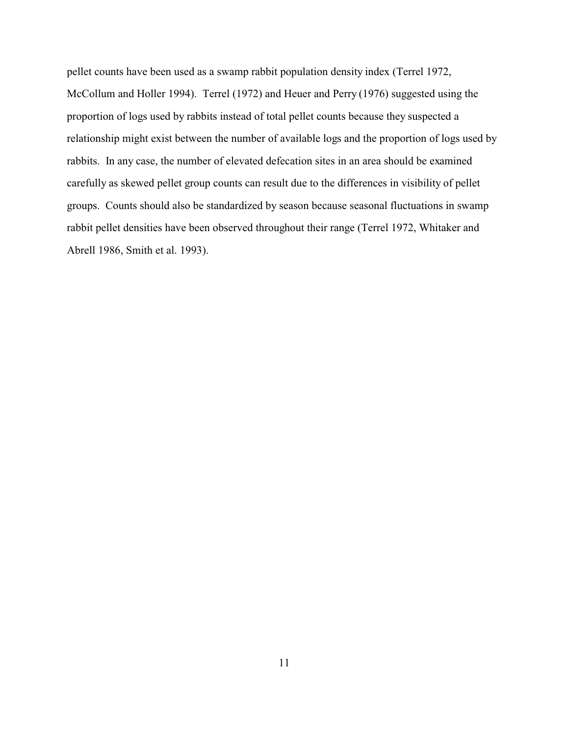pellet counts have been used as a swamp rabbit population density index (Terrel 1972, McCollum and Holler 1994). Terrel (1972) and Heuer and Perry (1976) suggested using the proportion of logs used by rabbits instead of total pellet counts because they suspected a relationship might exist between the number of available logs and the proportion of logs used by rabbits. In any case, the number of elevated defecation sites in an area should be examined carefully as skewed pellet group counts can result due to the differences in visibility of pellet groups. Counts should also be standardized by season because seasonal fluctuations in swamp rabbit pellet densities have been observed throughout their range (Terrel 1972, Whitaker and Abrell 1986, Smith et al. 1993).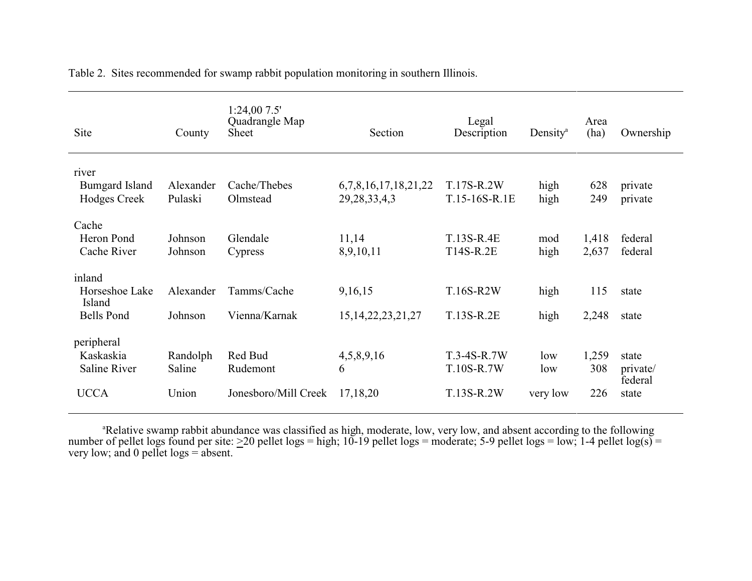Table 2. Sites recommended for swamp rabbit population monitoring in southern Illinois.

| Site | County | 1:24,00 7.5' Quadrangle Map Sheet | Section | Legal Description | Density[a] | Area (ha) | Ownership |
|---|---|---|---|---|---|---|---|
| river | | | | | | | |
| Bumgard Island | Alexander | Cache/Thebes | 6,7,8,16,17,18,21,22 | T.17S-R.2W | high | 628 | private |
| Hodges Creek | Pulaski | Olmstead | 29,28,33,4,3 | T.15-16S-R.1E | high | 249 | private |
| Cache | | | | | | | |
| Heron Pond | Johnson | Glendale | 11,14 | T.13S-R.4E | mod | 1,418 | federal |
| Cache River | Johnson | Cypress | 8,9,10,11 | T14S-R.2E | high | 2,637 | federal |
| inland | | | | | | | |
| Horseshoe Lake Island | Alexander | Tamms/Cache | 9,16,15 | T.16S-R2W | high | 115 | state |
| Bells Pond | Johnson | Vienna/Karnak | 15,14,22,23,21,27 | T.13S-R.2E | high | 2,248 | state |
| peripheral | | | | | | | |
| Kaskaskia | Randolph | Red Bud | 4,5,8,9,16 | T.3-4S-R.7W | low | 1,259 | state |
| Saline River | Saline | Rudemont | 6 | T.10S-R.7W | low | 308 | private/ federal |
| UCCA | Union | Jonesboro/Mill Creek | 17,18,20 | T.13S-R.2W | very low | 226 | state |

[a]Relative swamp rabbit abundance was classified as high, moderate, low, very low, and absent according to the following number of pellet logs found per site: ≥20 pellet logs = high; 10-19 pellet logs = moderate; 5-9 pellet logs = low; 1-4 pellet log(s) = very low; and 0 pellet logs = absent.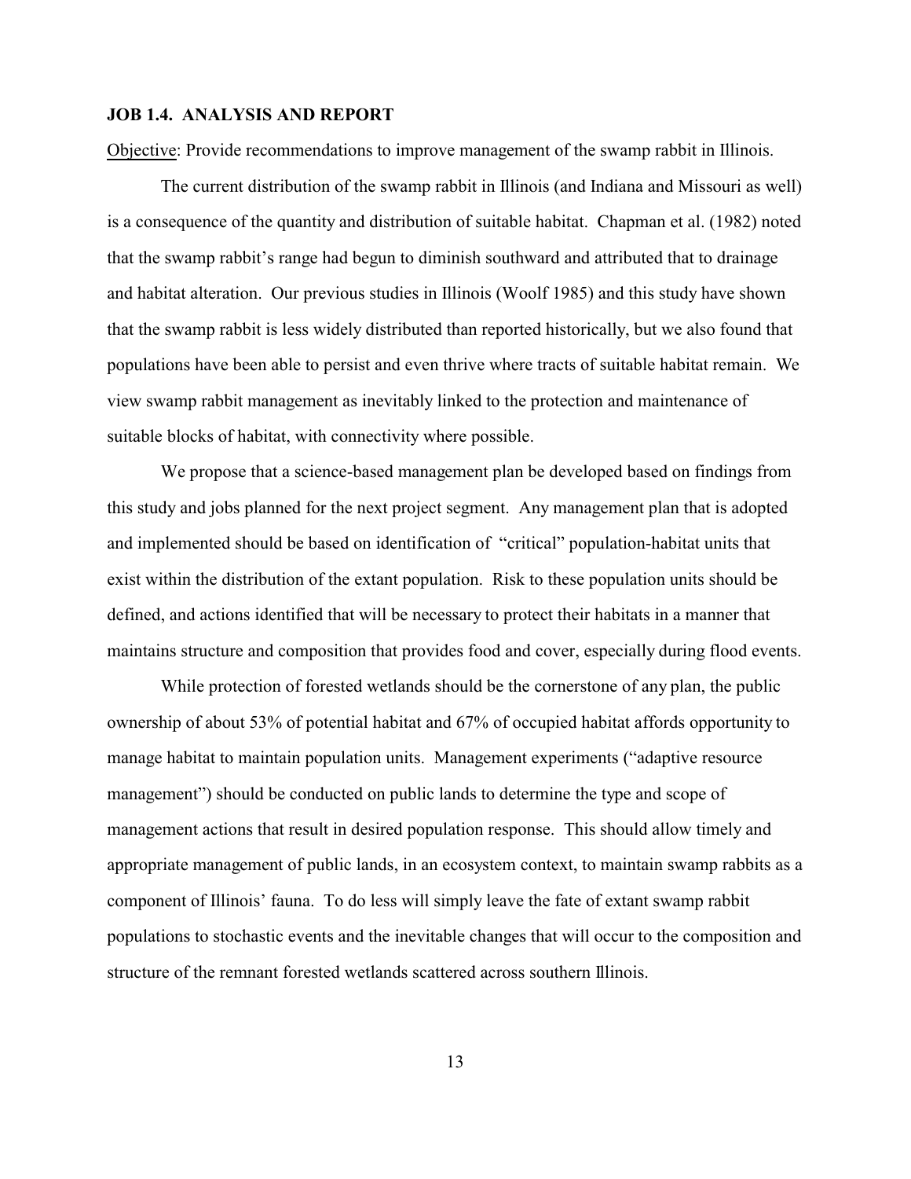### JOB 1.4. ANALYSIS AND REPORT

Objective: Provide recommendations to improve management of the swamp rabbit in Illinois.

The current distribution of the swamp rabbit in Illinois (and Indiana and Missouri as well) is a consequence of the quantity and distribution of suitable habitat. Chapman et al. (1982) noted that the swamp rabbit's range had begun to diminish southward and attributed that to drainage and habitat alteration. Our previous studies in Illinois (Woolf 1985) and this study have shown that the swamp rabbit is less widely distributed than reported historically, but we also found that populations have been able to persist and even thrive where tracts of suitable habitat remain. We view swamp rabbit management as inevitably linked to the protection and maintenance of suitable blocks of habitat, with connectivity where possible.

We propose that a science-based management plan be developed based on findings from this study and jobs planned for the next project segment. Any management plan that is adopted and implemented should be based on identification of "critical" population-habitat units that exist within the distribution of the extant population. Risk to these population units should be defined, and actions identified that will be necessary to protect their habitats in a manner that maintains structure and composition that provides food and cover, especially during flood events.

While protection of forested wetlands should be the cornerstone of any plan, the public ownership of about 53% of potential habitat and 67% of occupied habitat affords opportunity to manage habitat to maintain population units. Management experiments ("adaptive resource management") should be conducted on public lands to determine the type and scope of management actions that result in desired population response. This should allow timely and appropriate management of public lands, in an ecosystem context, to maintain swamp rabbits as a component of Illinois' fauna. To do less will simply leave the fate of extant swamp rabbit populations to stochastic events and the inevitable changes that will occur to the composition and structure of the remnant forested wetlands scattered across southern Illinois.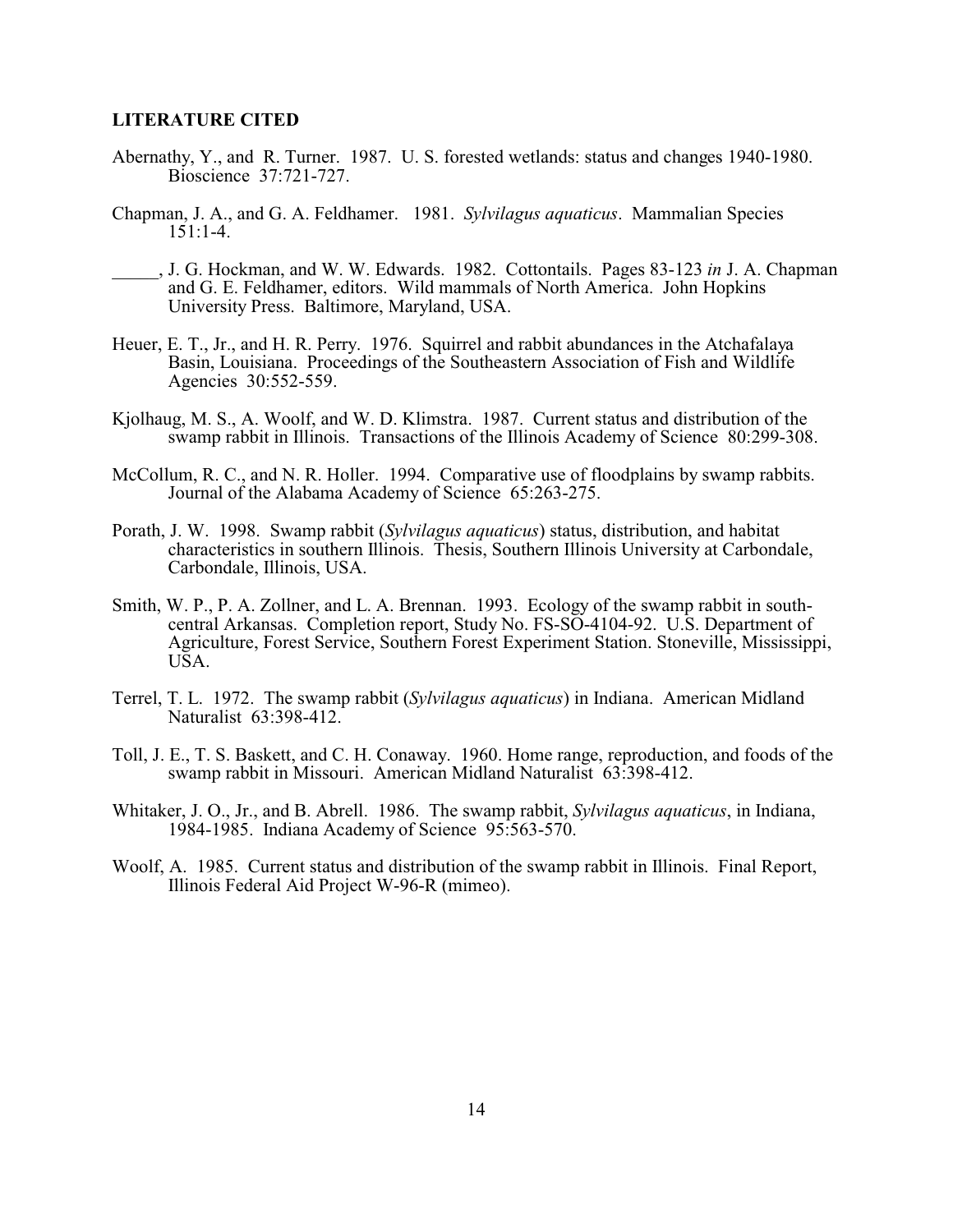## LITERATURE CITED

Abernathy, Y., and R. Turner. 1987. U. S. forested wetlands: status and changes 1940-1980. Bioscience 37:721-727.

Chapman, J. A., and G. A. Feldhamer. 1981. *Sylvilagus aquaticus*. Mammalian Species 151:1-4.

_____, J. G. Hockman, and W. W. Edwards. 1982. Cottontails. Pages 83-123 *in* J. A. Chapman and G. E. Feldhamer, editors. Wild mammals of North America. John Hopkins University Press. Baltimore, Maryland, USA.

Heuer, E. T., Jr., and H. R. Perry. 1976. Squirrel and rabbit abundances in the Atchafalaya Basin, Louisiana. Proceedings of the Southeastern Association of Fish and Wildlife Agencies 30:552-559.

Kjolhaug, M. S., A. Woolf, and W. D. Klimstra. 1987. Current status and distribution of the swamp rabbit in Illinois. Transactions of the Illinois Academy of Science 80:299-308.

McCollum, R. C., and N. R. Holler. 1994. Comparative use of floodplains by swamp rabbits. Journal of the Alabama Academy of Science 65:263-275.

Porath, J. W. 1998. Swamp rabbit (*Sylvilagus aquaticus*) status, distribution, and habitat characteristics in southern Illinois. Thesis, Southern Illinois University at Carbondale, Carbondale, Illinois, USA.

Smith, W. P., P. A. Zollner, and L. A. Brennan. 1993. Ecology of the swamp rabbit in south-central Arkansas. Completion report, Study No. FS-SO-4104-92. U.S. Department of Agriculture, Forest Service, Southern Forest Experiment Station. Stoneville, Mississippi, USA.

Terrel, T. L. 1972. The swamp rabbit (*Sylvilagus aquaticus*) in Indiana. American Midland Naturalist 63:398-412.

Toll, J. E., T. S. Baskett, and C. H. Conaway. 1960. Home range, reproduction, and foods of the swamp rabbit in Missouri. American Midland Naturalist 63:398-412.

Whitaker, J. O., Jr., and B. Abrell. 1986. The swamp rabbit, *Sylvilagus aquaticus*, in Indiana, 1984-1985. Indiana Academy of Science 95:563-570.

Woolf, A. 1985. Current status and distribution of the swamp rabbit in Illinois. Final Report, Illinois Federal Aid Project W-96-R (mimeo).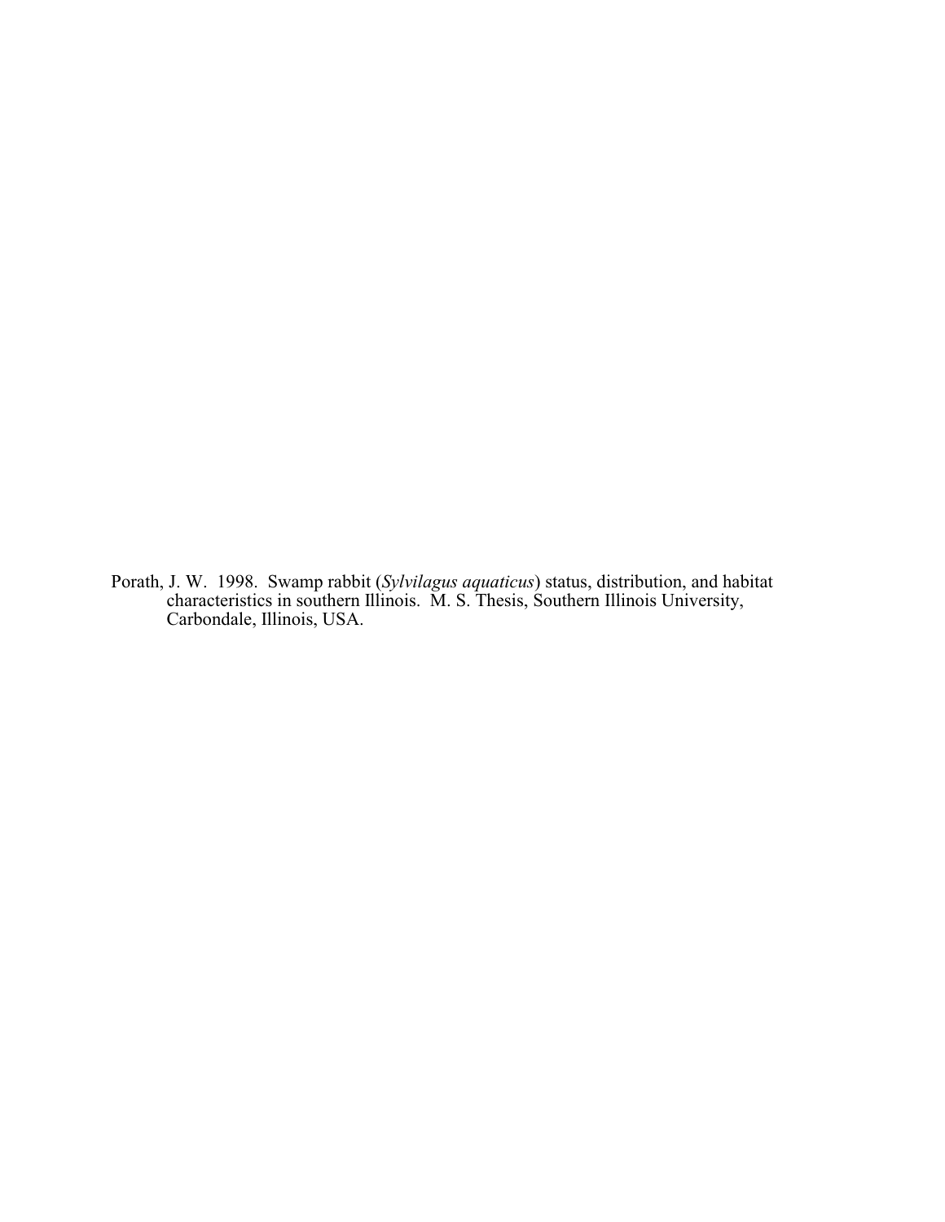Porath, J. W. 1998. Swamp rabbit (*Sylvilagus aquaticus*) status, distribution, and habitat characteristics in southern Illinois. M. S. Thesis, Southern Illinois University, Carbondale, Illinois, USA.